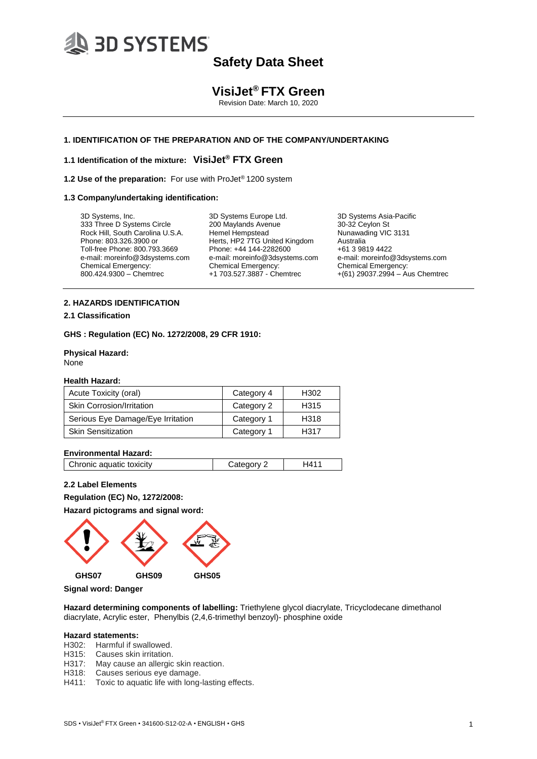# Safety Data Sheet

## VisiJet® FTX Green

Revision Date: March 10, 2020

---

### 1. IDENTIFICATION OF THE PREPARATION AND OF THE COMPANY/UNDERTAKING

**1.1 Identification of the mixture:** **VisiJet® FTX Green**

**1.2 Use of the preparation:** For use with ProJet® 1200 system

**1.3 Company/undertaking identification:**

3D Systems, Inc.
333 Three D Systems Circle
Rock Hill, South Carolina U.S.A.
Phone: 803.326.3900 or
Toll-free Phone: 800.793.3669
e-mail: moreinfo@3dsystems.com
Chemical Emergency:
800.424.9300 – Chemtrec

3D Systems Europe Ltd.
200 Maylands Avenue
Hemel Hempstead
Herts, HP2 7TG United Kingdom
Phone: +44 144-2282600
e-mail: moreinfo@3dsystems.com
Chemical Emergency:
+1 703.527.3887 - Chemtrec

3D Systems Asia-Pacific
30-32 Ceylon St
Nunawading VIC 3131
Australia
+61 3 9819 4422
e-mail: moreinfo@3dsystems.com
Chemical Emergency:
+(61) 29037.2994 – Aus Chemtrec

---

### 2. HAZARDS IDENTIFICATION

**2.1 Classification**

**GHS : Regulation (EC) No. 1272/2008, 29 CFR 1910:**

**Physical Hazard:**
None

**Health Hazard:**

| Hazard | Category | Code |
|---|---|---|
| Acute Toxicity (oral) | Category 4 | H302 |
| Skin Corrosion/Irritation | Category 2 | H315 |
| Serious Eye Damage/Eye Irritation | Category 1 | H318 |
| Skin Sensitization | Category 1 | H317 |

**Environmental Hazard:**

| Hazard | Category | Code |
|---|---|---|
| Chronic aquatic toxicity | Category 2 | H411 |

**2.2 Label Elements**

**Regulation (EC) No, 1272/2008:**

**Hazard pictograms and signal word:**

**GHS07** **GHS09** **GHS05**

**Signal word: Danger**

**Hazard determining components of labelling:** Triethylene glycol diacrylate, Tricyclodecane dimethanol diacrylate, Acrylic ester, Phenylbis (2,4,6-trimethyl benzoyl)- phosphine oxide

**Hazard statements:**

H302: Harmful if swallowed.
H315: Causes skin irritation.
H317: May cause an allergic skin reaction.
H318: Causes serious eye damage.
H411: Toxic to aquatic life with long-lasting effects.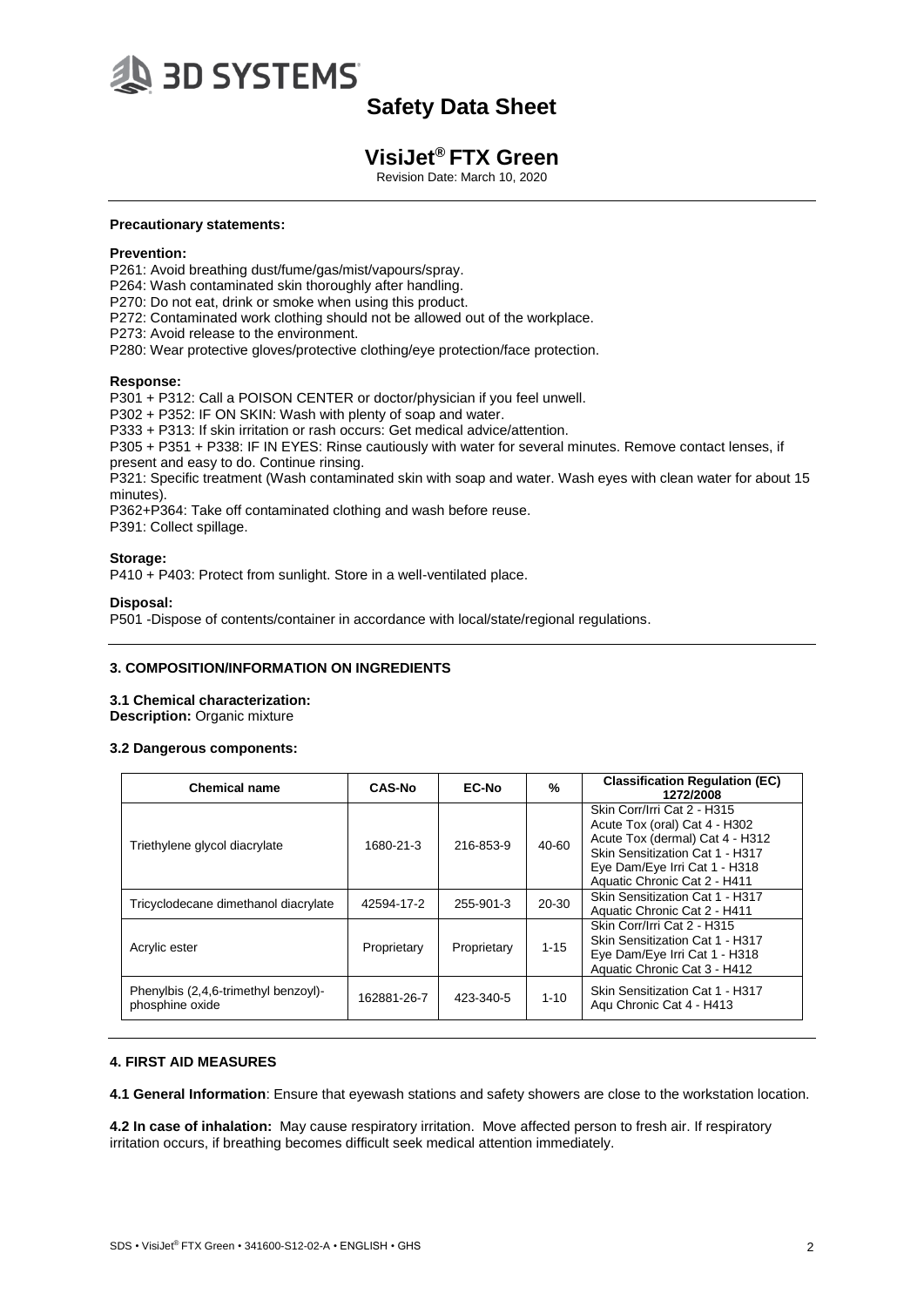**Precautionary statements:**

**Prevention:**

P261: Avoid breathing dust/fume/gas/mist/vapours/spray.
P264: Wash contaminated skin thoroughly after handling.
P270: Do not eat, drink or smoke when using this product.
P272: Contaminated work clothing should not be allowed out of the workplace.
P273: Avoid release to the environment.
P280: Wear protective gloves/protective clothing/eye protection/face protection.

**Response:**

P301 + P312: Call a POISON CENTER or doctor/physician if you feel unwell.
P302 + P352: IF ON SKIN: Wash with plenty of soap and water.
P333 + P313: If skin irritation or rash occurs: Get medical advice/attention.
P305 + P351 + P338: IF IN EYES: Rinse cautiously with water for several minutes. Remove contact lenses, if present and easy to do. Continue rinsing.
P321: Specific treatment (Wash contaminated skin with soap and water. Wash eyes with clean water for about 15 minutes).
P362+P364: Take off contaminated clothing and wash before reuse.
P391: Collect spillage.

**Storage:**

P410 + P403: Protect from sunlight. Store in a well-ventilated place.

**Disposal:**

P501 -Dispose of contents/container in accordance with local/state/regional regulations.

## 3. COMPOSITION/INFORMATION ON INGREDIENTS

**3.1 Chemical characterization:**
**Description:** Organic mixture

**3.2 Dangerous components:**

| Chemical name | CAS-No | EC-No | % | Classification Regulation (EC) 1272/2008 |
|---|---|---|---|---|
| Triethylene glycol diacrylate | 1680-21-3 | 216-853-9 | 40-60 | Skin Corr/Irri Cat 2 - H315<br>Acute Tox (oral) Cat 4 - H302<br>Acute Tox (dermal) Cat 4 - H312<br>Skin Sensitization Cat 1 - H317<br>Eye Dam/Eye Irri Cat 1 - H318<br>Aquatic Chronic Cat 2 - H411 |
| Tricyclodecane dimethanol diacrylate | 42594-17-2 | 255-901-3 | 20-30 | Skin Sensitization Cat 1 - H317<br>Aquatic Chronic Cat 2 - H411 |
| Acrylic ester | Proprietary | Proprietary | 1-15 | Skin Corr/Irri Cat 2 - H315<br>Skin Sensitization Cat 1 - H317<br>Eye Dam/Eye Irri Cat 1 - H318<br>Aquatic Chronic Cat 3 - H412 |
| Phenylbis (2,4,6-trimethyl benzoyl)-phosphine oxide | 162881-26-7 | 423-340-5 | 1-10 | Skin Sensitization Cat 1 - H317<br>Aqu Chronic Cat 4 - H413 |

## 4. FIRST AID MEASURES

**4.1 General Information**: Ensure that eyewash stations and safety showers are close to the workstation location.

**4.2 In case of inhalation:** May cause respiratory irritation. Move affected person to fresh air. If respiratory irritation occurs, if breathing becomes difficult seek medical attention immediately.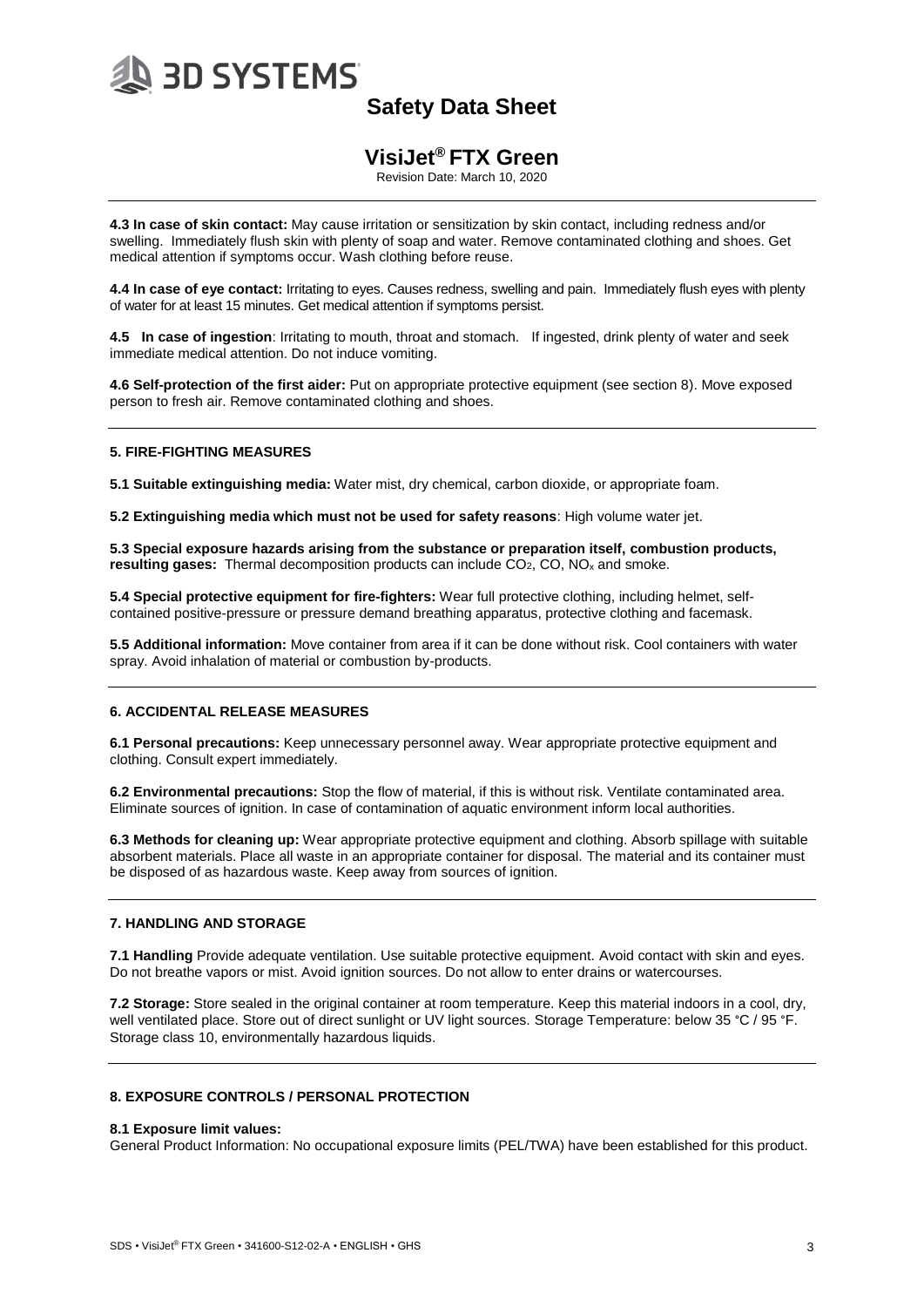**4.3 In case of skin contact:** May cause irritation or sensitization by skin contact, including redness and/or swelling. Immediately flush skin with plenty of soap and water. Remove contaminated clothing and shoes. Get medical attention if symptoms occur. Wash clothing before reuse.

**4.4 In case of eye contact:** Irritating to eyes. Causes redness, swelling and pain. Immediately flush eyes with plenty of water for at least 15 minutes. Get medical attention if symptoms persist.

**4.5 In case of ingestion**: Irritating to mouth, throat and stomach. If ingested, drink plenty of water and seek immediate medical attention. Do not induce vomiting.

**4.6 Self-protection of the first aider:** Put on appropriate protective equipment (see section 8). Move exposed person to fresh air. Remove contaminated clothing and shoes.

## 5. FIRE-FIGHTING MEASURES

**5.1 Suitable extinguishing media:** Water mist, dry chemical, carbon dioxide, or appropriate foam.

**5.2 Extinguishing media which must not be used for safety reasons**: High volume water jet.

**5.3 Special exposure hazards arising from the substance or preparation itself, combustion products, resulting gases:** Thermal decomposition products can include $CO_2$, CO, $NO_x$ and smoke.

**5.4 Special protective equipment for fire-fighters:** Wear full protective clothing, including helmet, self-contained positive-pressure or pressure demand breathing apparatus, protective clothing and facemask.

**5.5 Additional information:** Move container from area if it can be done without risk. Cool containers with water spray. Avoid inhalation of material or combustion by-products.

## 6. ACCIDENTAL RELEASE MEASURES

**6.1 Personal precautions:** Keep unnecessary personnel away. Wear appropriate protective equipment and clothing. Consult expert immediately.

**6.2 Environmental precautions:** Stop the flow of material, if this is without risk. Ventilate contaminated area. Eliminate sources of ignition. In case of contamination of aquatic environment inform local authorities.

**6.3 Methods for cleaning up:** Wear appropriate protective equipment and clothing. Absorb spillage with suitable absorbent materials. Place all waste in an appropriate container for disposal. The material and its container must be disposed of as hazardous waste. Keep away from sources of ignition.

## 7. HANDLING AND STORAGE

**7.1 Handling** Provide adequate ventilation. Use suitable protective equipment. Avoid contact with skin and eyes. Do not breathe vapors or mist. Avoid ignition sources. Do not allow to enter drains or watercourses.

**7.2 Storage:** Store sealed in the original container at room temperature. Keep this material indoors in a cool, dry, well ventilated place. Store out of direct sunlight or UV light sources. Storage Temperature: below 35 °C / 95 °F. Storage class 10, environmentally hazardous liquids.

## 8. EXPOSURE CONTROLS / PERSONAL PROTECTION

**8.1 Exposure limit values:**

General Product Information: No occupational exposure limits (PEL/TWA) have been established for this product.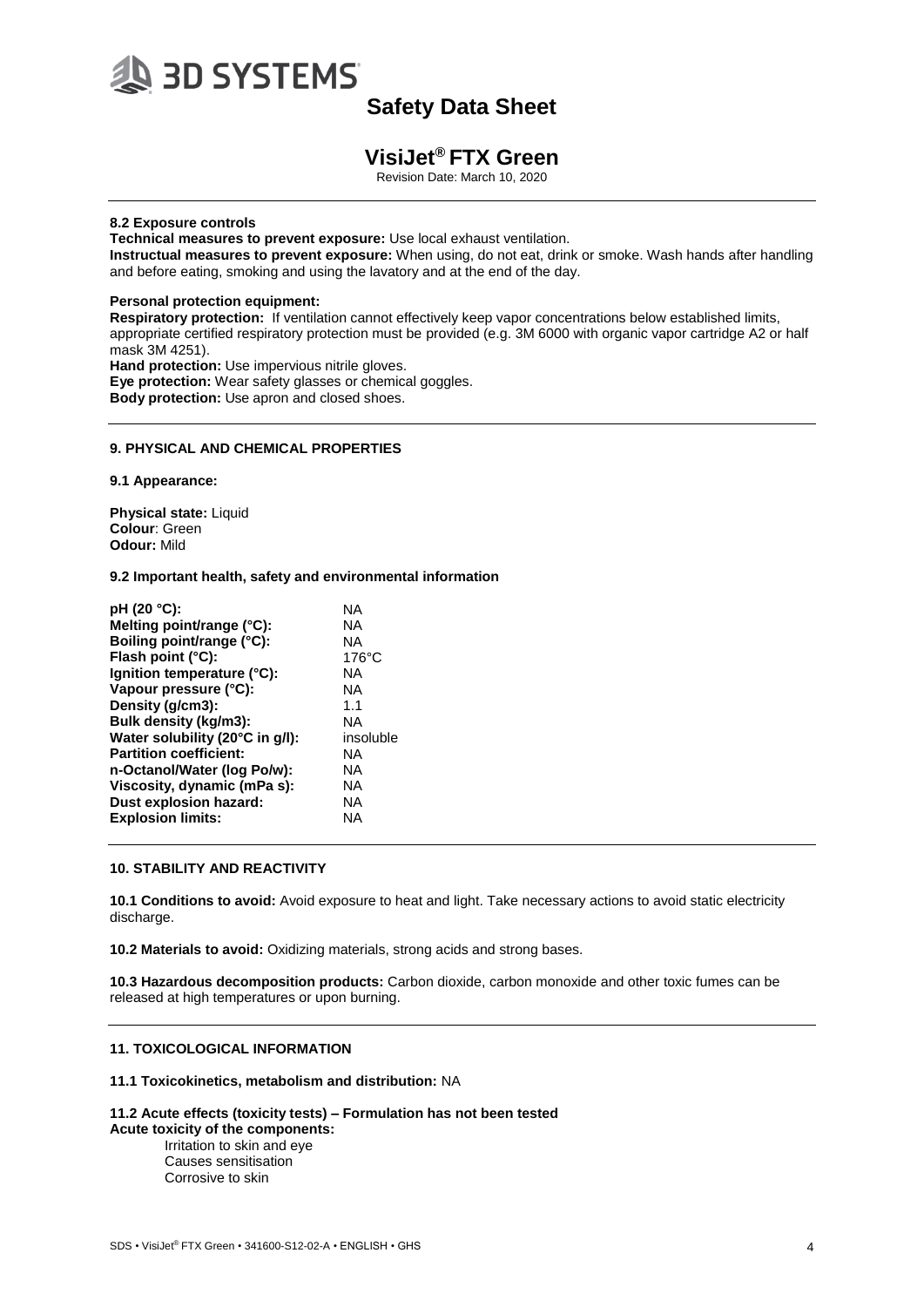**8.2 Exposure controls**

**Technical measures to prevent exposure:** Use local exhaust ventilation.

**Instructual measures to prevent exposure:** When using, do not eat, drink or smoke. Wash hands after handling and before eating, smoking and using the lavatory and at the end of the day.

**Personal protection equipment:**

**Respiratory protection:** If ventilation cannot effectively keep vapor concentrations below established limits, appropriate certified respiratory protection must be provided (e.g. 3M 6000 with organic vapor cartridge A2 or half mask 3M 4251).

**Hand protection:** Use impervious nitrile gloves.

**Eye protection:** Wear safety glasses or chemical goggles.

**Body protection:** Use apron and closed shoes.

## 9. PHYSICAL AND CHEMICAL PROPERTIES

**9.1 Appearance:**

**Physical state:** Liquid
**Colour**: Green
**Odour:** Mild

**9.2 Important health, safety and environmental information**

| | |
|---|---|
| **pH (20 °C):** | NA |
| **Melting point/range (°C):** | NA |
| **Boiling point/range (°C):** | NA |
| **Flash point (°C):** | 176°C |
| **Ignition temperature (°C):** | NA |
| **Vapour pressure (°C):** | NA |
| **Density (g/cm3):** | 1.1 |
| **Bulk density (kg/m3):** | NA |
| **Water solubility (20°C in g/l):** | insoluble |
| **Partition coefficient:** | NA |
| **n-Octanol/Water (log Po/w):** | NA |
| **Viscosity, dynamic (mPa s):** | NA |
| **Dust explosion hazard:** | NA |
| **Explosion limits:** | NA |

## 10. STABILITY AND REACTIVITY

**10.1 Conditions to avoid:** Avoid exposure to heat and light. Take necessary actions to avoid static electricity discharge.

**10.2 Materials to avoid:** Oxidizing materials, strong acids and strong bases.

**10.3 Hazardous decomposition products:** Carbon dioxide, carbon monoxide and other toxic fumes can be released at high temperatures or upon burning.

## 11. TOXICOLOGICAL INFORMATION

**11.1 Toxicokinetics, metabolism and distribution:** NA

**11.2 Acute effects (toxicity tests) – Formulation has not been tested**
**Acute toxicity of the components:**

Irritation to skin and eye
Causes sensitisation
Corrosive to skin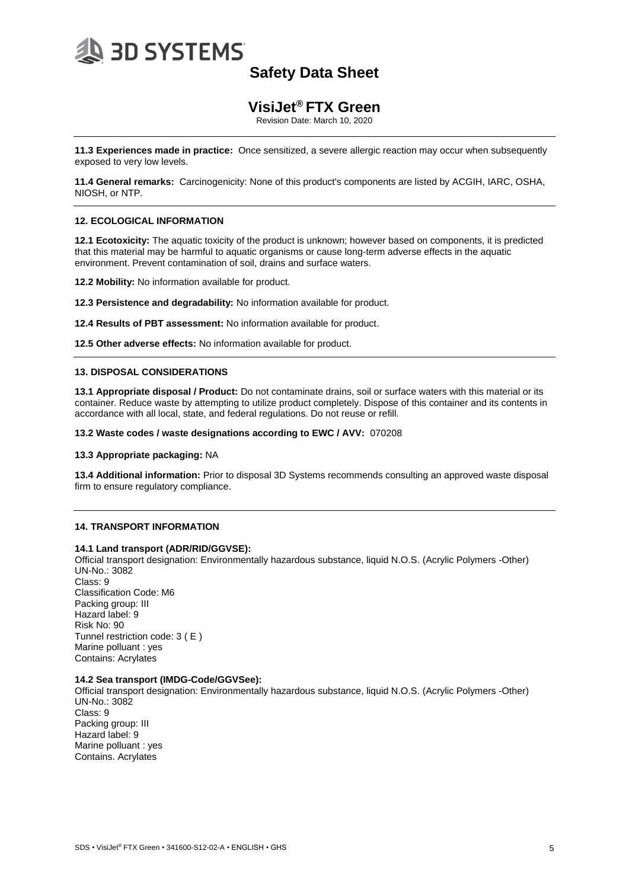**11.3 Experiences made in practice:** Once sensitized, a severe allergic reaction may occur when subsequently exposed to very low levels.

**11.4 General remarks:** Carcinogenicity: None of this product's components are listed by ACGIH, IARC, OSHA, NIOSH, or NTP.

## 12. ECOLOGICAL INFORMATION

**12.1 Ecotoxicity:** The aquatic toxicity of the product is unknown; however based on components, it is predicted that this material may be harmful to aquatic organisms or cause long-term adverse effects in the aquatic environment. Prevent contamination of soil, drains and surface waters.

**12.2 Mobility:** No information available for product.

**12.3 Persistence and degradability:** No information available for product.

**12.4 Results of PBT assessment:** No information available for product.

**12.5 Other adverse effects:** No information available for product.

## 13. DISPOSAL CONSIDERATIONS

**13.1 Appropriate disposal / Product:** Do not contaminate drains, soil or surface waters with this material or its container. Reduce waste by attempting to utilize product completely. Dispose of this container and its contents in accordance with all local, state, and federal regulations. Do not reuse or refill.

**13.2 Waste codes / waste designations according to EWC / AVV:** 070208

**13.3 Appropriate packaging:** NA

**13.4 Additional information:** Prior to disposal 3D Systems recommends consulting an approved waste disposal firm to ensure regulatory compliance.

## 14. TRANSPORT INFORMATION

**14.1 Land transport (ADR/RID/GGVSE):**
Official transport designation: Environmentally hazardous substance, liquid N.O.S. (Acrylic Polymers -Other)
UN-No.: 3082
Class: 9
Classification Code: M6
Packing group: III
Hazard label: 9
Risk No: 90
Tunnel restriction code: 3 ( E )
Marine polluant : yes
Contains: Acrylates

**14.2 Sea transport (IMDG-Code/GGVSee):**
Official transport designation: Environmentally hazardous substance, liquid N.O.S. (Acrylic Polymers -Other)
UN-No.: 3082
Class: 9
Packing group: III
Hazard label: 9
Marine polluant : yes
Contains. Acrylates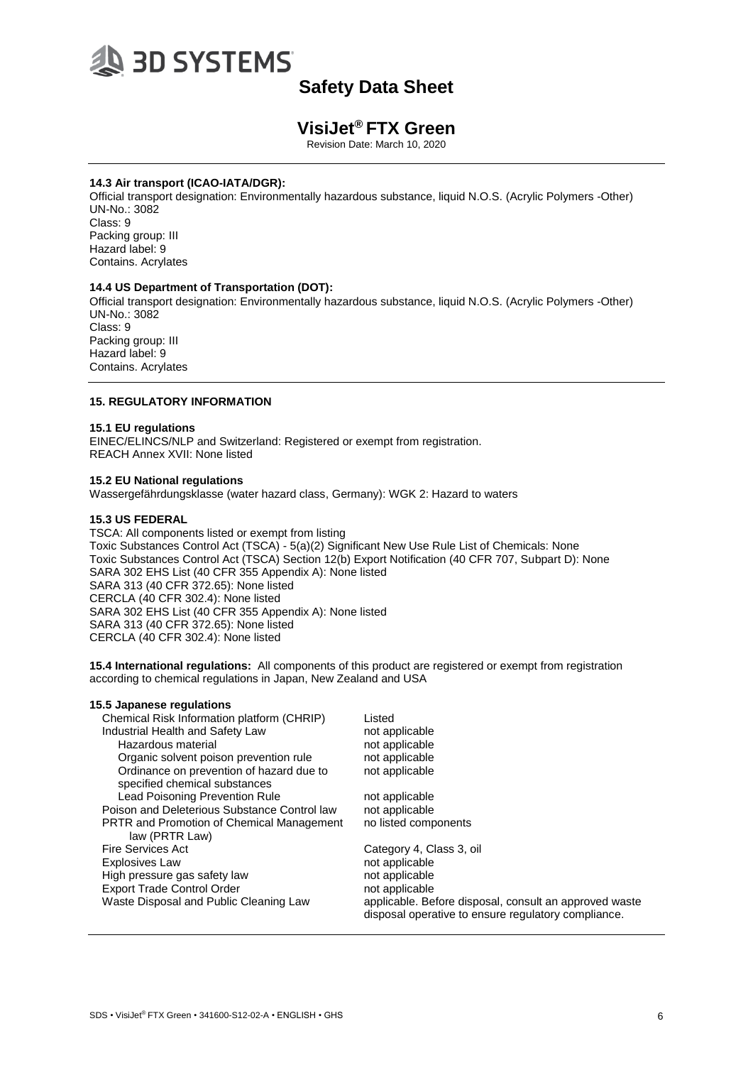#### 14.3 Air transport (ICAO-IATA/DGR):

Official transport designation: Environmentally hazardous substance, liquid N.O.S. (Acrylic Polymers -Other)
UN-No.: 3082
Class: 9
Packing group: III
Hazard label: 9
Contains. Acrylates

#### 14.4 US Department of Transportation (DOT):

Official transport designation: Environmentally hazardous substance, liquid N.O.S. (Acrylic Polymers -Other)
UN-No.: 3082
Class: 9
Packing group: III
Hazard label: 9
Contains. Acrylates

### 15. REGULATORY INFORMATION

#### 15.1 EU regulations

EINEC/ELINCS/NLP and Switzerland: Registered or exempt from registration.
REACH Annex XVII: None listed

#### 15.2 EU National regulations

Wassergefährdungsklasse (water hazard class, Germany): WGK 2: Hazard to waters

#### 15.3 US FEDERAL

TSCA: All components listed or exempt from listing
Toxic Substances Control Act (TSCA) - 5(a)(2) Significant New Use Rule List of Chemicals: None
Toxic Substances Control Act (TSCA) Section 12(b) Export Notification (40 CFR 707, Subpart D): None
SARA 302 EHS List (40 CFR 355 Appendix A): None listed
SARA 313 (40 CFR 372.65): None listed
CERCLA (40 CFR 302.4): None listed
SARA 302 EHS List (40 CFR 355 Appendix A): None listed
SARA 313 (40 CFR 372.65): None listed
CERCLA (40 CFR 302.4): None listed

**15.4 International regulations:** All components of this product are registered or exempt from registration according to chemical regulations in Japan, New Zealand and USA

#### 15.5 Japanese regulations

| | |
|---|---|
| Chemical Risk Information platform (CHRIP) | Listed |
| Industrial Health and Safety Law | not applicable |
| Hazardous material | not applicable |
| Organic solvent poison prevention rule | not applicable |
| Ordinance on prevention of hazard due to specified chemical substances | not applicable |
| Lead Poisoning Prevention Rule | not applicable |
| Poison and Deleterious Substance Control law | not applicable |
| PRTR and Promotion of Chemical Management law (PRTR Law) | no listed components |
| Fire Services Act | Category 4, Class 3, oil |
| Explosives Law | not applicable |
| High pressure gas safety law | not applicable |
| Export Trade Control Order | not applicable |
| Waste Disposal and Public Cleaning Law | applicable. Before disposal, consult an approved waste disposal operative to ensure regulatory compliance. |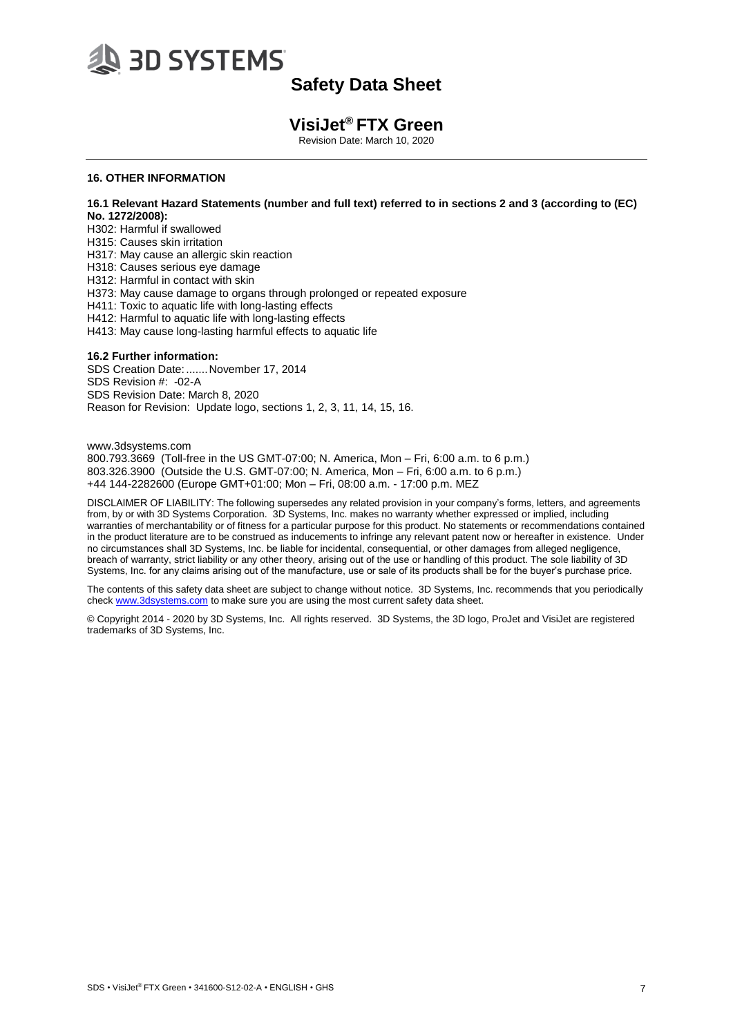# Safety Data Sheet

## VisiJet® FTX Green

Revision Date: March 10, 2020

---

### 16. OTHER INFORMATION

**16.1 Relevant Hazard Statements (number and full text) referred to in sections 2 and 3 (according to (EC) No. 1272/2008):**

H302: Harmful if swallowed
H315: Causes skin irritation
H317: May cause an allergic skin reaction
H318: Causes serious eye damage
H312: Harmful in contact with skin
H373: May cause damage to organs through prolonged or repeated exposure
H411: Toxic to aquatic life with long-lasting effects
H412: Harmful to aquatic life with long-lasting effects
H413: May cause long-lasting harmful effects to aquatic life

**16.2 Further information:**

SDS Creation Date:.......November 17, 2014
SDS Revision #: -02-A
SDS Revision Date: March 8, 2020
Reason for Revision: Update logo, sections 1, 2, 3, 11, 14, 15, 16.

www.3dsystems.com
800.793.3669 (Toll-free in the US GMT-07:00; N. America, Mon – Fri, 6:00 a.m. to 6 p.m.)
803.326.3900 (Outside the U.S. GMT-07:00; N. America, Mon – Fri, 6:00 a.m. to 6 p.m.)
+44 144-2282600 (Europe GMT+01:00; Mon – Fri, 08:00 a.m. - 17:00 p.m. MEZ

DISCLAIMER OF LIABILITY: The following supersedes any related provision in your company's forms, letters, and agreements from, by or with 3D Systems Corporation. 3D Systems, Inc. makes no warranty whether expressed or implied, including warranties of merchantability or of fitness for a particular purpose for this product. No statements or recommendations contained in the product literature are to be construed as inducements to infringe any relevant patent now or hereafter in existence. Under no circumstances shall 3D Systems, Inc. be liable for incidental, consequential, or other damages from alleged negligence, breach of warranty, strict liability or any other theory, arising out of the use or handling of this product. The sole liability of 3D Systems, Inc. for any claims arising out of the manufacture, use or sale of its products shall be for the buyer's purchase price.

The contents of this safety data sheet are subject to change without notice. 3D Systems, Inc. recommends that you periodically check www.3dsystems.com to make sure you are using the most current safety data sheet.

© Copyright 2014 - 2020 by 3D Systems, Inc. All rights reserved. 3D Systems, the 3D logo, ProJet and VisiJet are registered trademarks of 3D Systems, Inc.